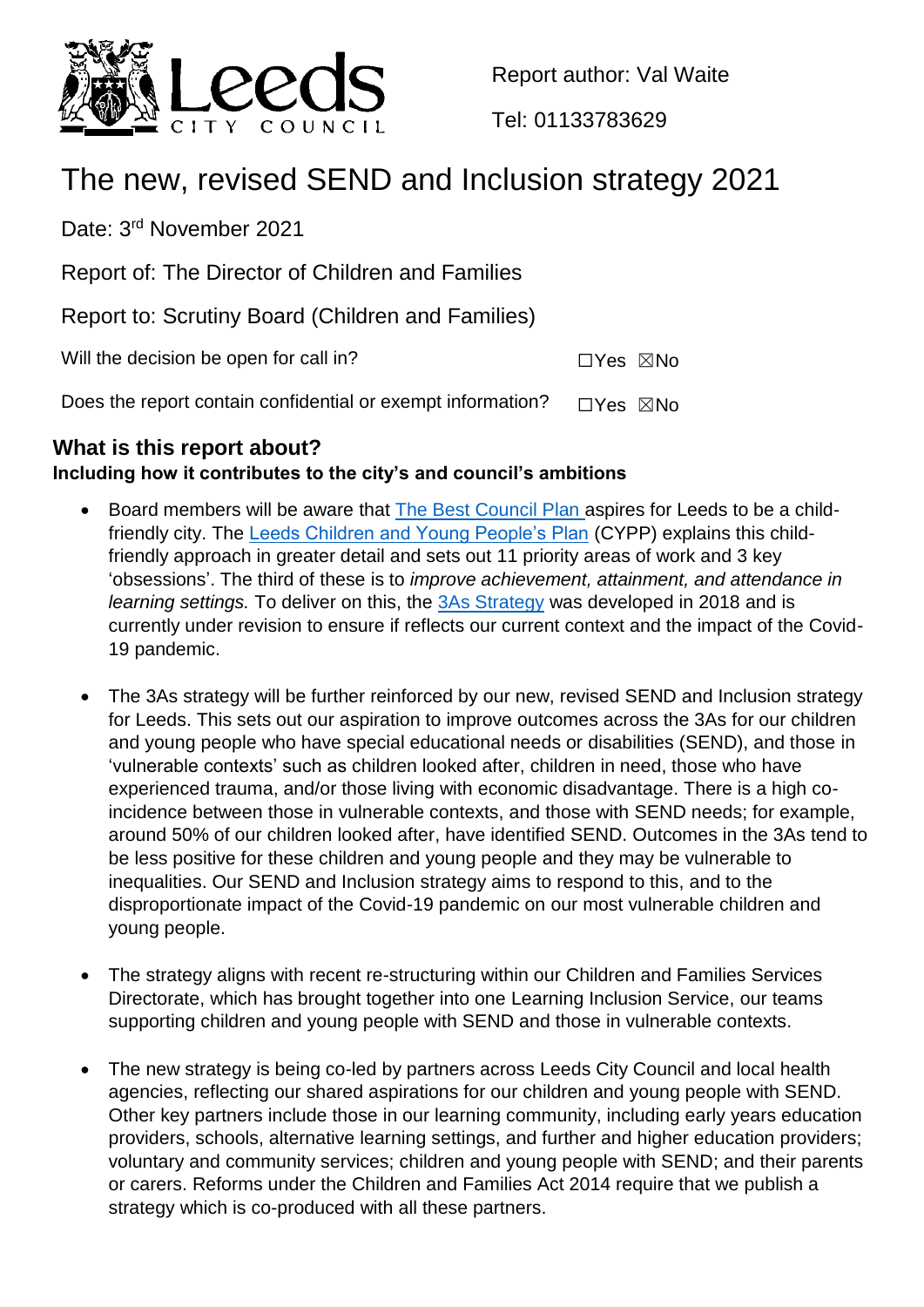Report author: Val Waite

Tel: 01133783629

# The new, revised SEND and Inclusion strategy 2021

Date: 3rd November 2021

Report of: The Director of Children and Families

Report to: Scrutiny Board (Children and Families)

Will the decision be open for call in? ☐Yes ☒No

Does the report contain confidential or exempt information? ☐Yes ☒No

## What is this report about?

**Including how it contributes to the city's and council's ambitions**

- Board members will be aware that The Best Council Plan aspires for Leeds to be a child-friendly city. The Leeds Children and Young People's Plan (CYPP) explains this child-friendly approach in greater detail and sets out 11 priority areas of work and 3 key 'obsessions'. The third of these is to *improve achievement, attainment, and attendance in learning settings.* To deliver on this, the 3As Strategy was developed in 2018 and is currently under revision to ensure if reflects our current context and the impact of the Covid-19 pandemic.

- The 3As strategy will be further reinforced by our new, revised SEND and Inclusion strategy for Leeds. This sets out our aspiration to improve outcomes across the 3As for our children and young people who have special educational needs or disabilities (SEND), and those in 'vulnerable contexts' such as children looked after, children in need, those who have experienced trauma, and/or those living with economic disadvantage. There is a high co-incidence between those in vulnerable contexts, and those with SEND needs; for example, around 50% of our children looked after, have identified SEND. Outcomes in the 3As tend to be less positive for these children and young people and they may be vulnerable to inequalities. Our SEND and Inclusion strategy aims to respond to this, and to the disproportionate impact of the Covid-19 pandemic on our most vulnerable children and young people.

- The strategy aligns with recent re-structuring within our Children and Families Services Directorate, which has brought together into one Learning Inclusion Service, our teams supporting children and young people with SEND and those in vulnerable contexts.

- The new strategy is being co-led by partners across Leeds City Council and local health agencies, reflecting our shared aspirations for our children and young people with SEND. Other key partners include those in our learning community, including early years education providers, schools, alternative learning settings, and further and higher education providers; voluntary and community services; children and young people with SEND; and their parents or carers. Reforms under the Children and Families Act 2014 require that we publish a strategy which is co-produced with all these partners.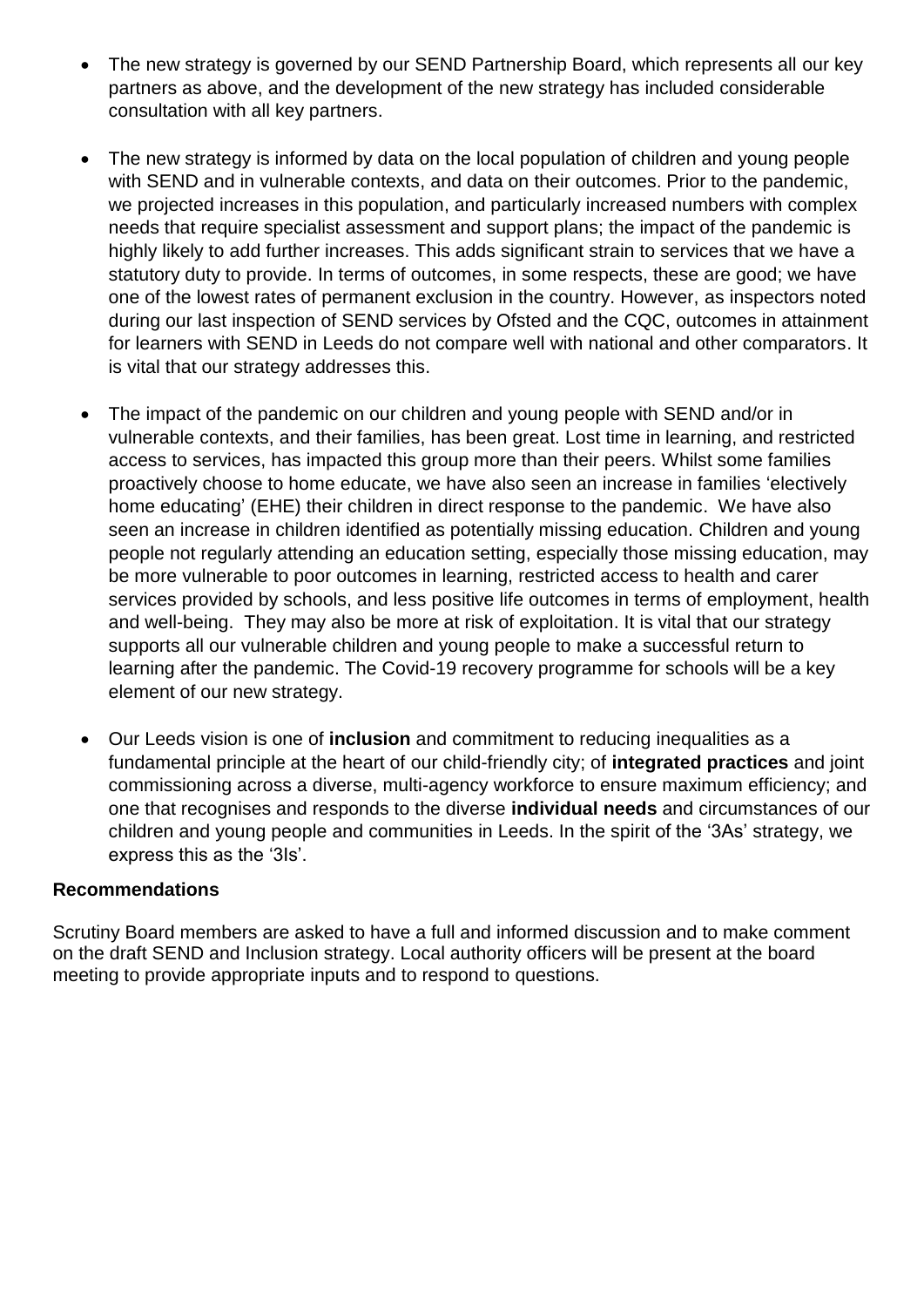- The new strategy is governed by our SEND Partnership Board, which represents all our key partners as above, and the development of the new strategy has included considerable consultation with all key partners.

- The new strategy is informed by data on the local population of children and young people with SEND and in vulnerable contexts, and data on their outcomes. Prior to the pandemic, we projected increases in this population, and particularly increased numbers with complex needs that require specialist assessment and support plans; the impact of the pandemic is highly likely to add further increases. This adds significant strain to services that we have a statutory duty to provide. In terms of outcomes, in some respects, these are good; we have one of the lowest rates of permanent exclusion in the country. However, as inspectors noted during our last inspection of SEND services by Ofsted and the CQC, outcomes in attainment for learners with SEND in Leeds do not compare well with national and other comparators. It is vital that our strategy addresses this.

- The impact of the pandemic on our children and young people with SEND and/or in vulnerable contexts, and their families, has been great. Lost time in learning, and restricted access to services, has impacted this group more than their peers. Whilst some families proactively choose to home educate, we have also seen an increase in families 'electively home educating' (EHE) their children in direct response to the pandemic. We have also seen an increase in children identified as potentially missing education. Children and young people not regularly attending an education setting, especially those missing education, may be more vulnerable to poor outcomes in learning, restricted access to health and carer services provided by schools, and less positive life outcomes in terms of employment, health and well-being. They may also be more at risk of exploitation. It is vital that our strategy supports all our vulnerable children and young people to make a successful return to learning after the pandemic. The Covid-19 recovery programme for schools will be a key element of our new strategy.

- Our Leeds vision is one of **inclusion** and commitment to reducing inequalities as a fundamental principle at the heart of our child-friendly city; of **integrated practices** and joint commissioning across a diverse, multi-agency workforce to ensure maximum efficiency; and one that recognises and responds to the diverse **individual needs** and circumstances of our children and young people and communities in Leeds. In the spirit of the '3As' strategy, we express this as the '3Is'.

**Recommendations**

Scrutiny Board members are asked to have a full and informed discussion and to make comment on the draft SEND and Inclusion strategy. Local authority officers will be present at the board meeting to provide appropriate inputs and to respond to questions.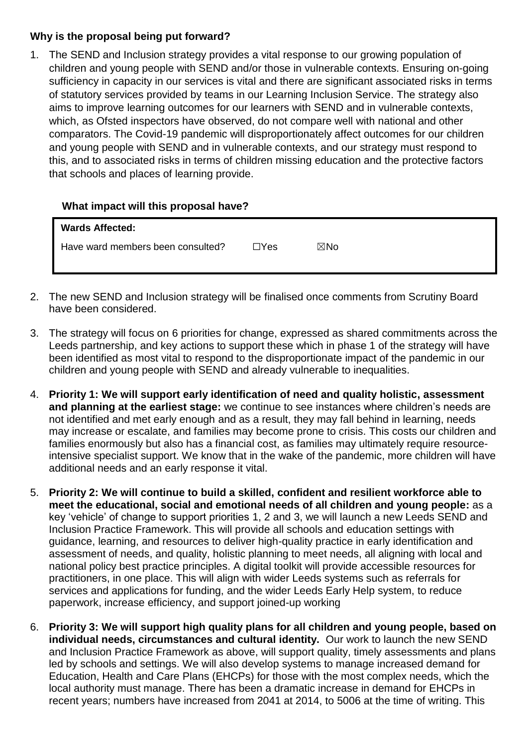### Why is the proposal being put forward?

1. The SEND and Inclusion strategy provides a vital response to our growing population of children and young people with SEND and/or those in vulnerable contexts. Ensuring on-going sufficiency in capacity in our services is vital and there are significant associated risks in terms of statutory services provided by teams in our Learning Inclusion Service. The strategy also aims to improve learning outcomes for our learners with SEND and in vulnerable contexts, which, as Ofsted inspectors have observed, do not compare well with national and other comparators. The Covid-19 pandemic will disproportionately affect outcomes for our children and young people with SEND and in vulnerable contexts, and our strategy must respond to this, and to associated risks in terms of children missing education and the protective factors that schools and places of learning provide.

### What impact will this proposal have?

| **Wards Affected:** | | |
|---|---|---|
| Have ward members been consulted? | ☐Yes | ☒No |

2. The new SEND and Inclusion strategy will be finalised once comments from Scrutiny Board have been considered.

3. The strategy will focus on 6 priorities for change, expressed as shared commitments across the Leeds partnership, and key actions to support these which in phase 1 of the strategy will have been identified as most vital to respond to the disproportionate impact of the pandemic in our children and young people with SEND and already vulnerable to inequalities.

4. **Priority 1: We will support early identification of need and quality holistic, assessment and planning at the earliest stage:** we continue to see instances where children's needs are not identified and met early enough and as a result, they may fall behind in learning, needs may increase or escalate, and families may become prone to crisis. This costs our children and families enormously but also has a financial cost, as families may ultimately require resource-intensive specialist support. We know that in the wake of the pandemic, more children will have additional needs and an early response it vital.

5. **Priority 2: We will continue to build a skilled, confident and resilient workforce able to meet the educational, social and emotional needs of all children and young people:** as a key 'vehicle' of change to support priorities 1, 2 and 3, we will launch a new Leeds SEND and Inclusion Practice Framework. This will provide all schools and education settings with guidance, learning, and resources to deliver high-quality practice in early identification and assessment of needs, and quality, holistic planning to meet needs, all aligning with local and national policy best practice principles. A digital toolkit will provide accessible resources for practitioners, in one place. This will align with wider Leeds systems such as referrals for services and applications for funding, and the wider Leeds Early Help system, to reduce paperwork, increase efficiency, and support joined-up working

6. **Priority 3: We will support high quality plans for all children and young people, based on individual needs, circumstances and cultural identity.** Our work to launch the new SEND and Inclusion Practice Framework as above, will support quality, timely assessments and plans led by schools and settings. We will also develop systems to manage increased demand for Education, Health and Care Plans (EHCPs) for those with the most complex needs, which the local authority must manage. There has been a dramatic increase in demand for EHCPs in recent years; numbers have increased from 2041 at 2014, to 5006 at the time of writing. This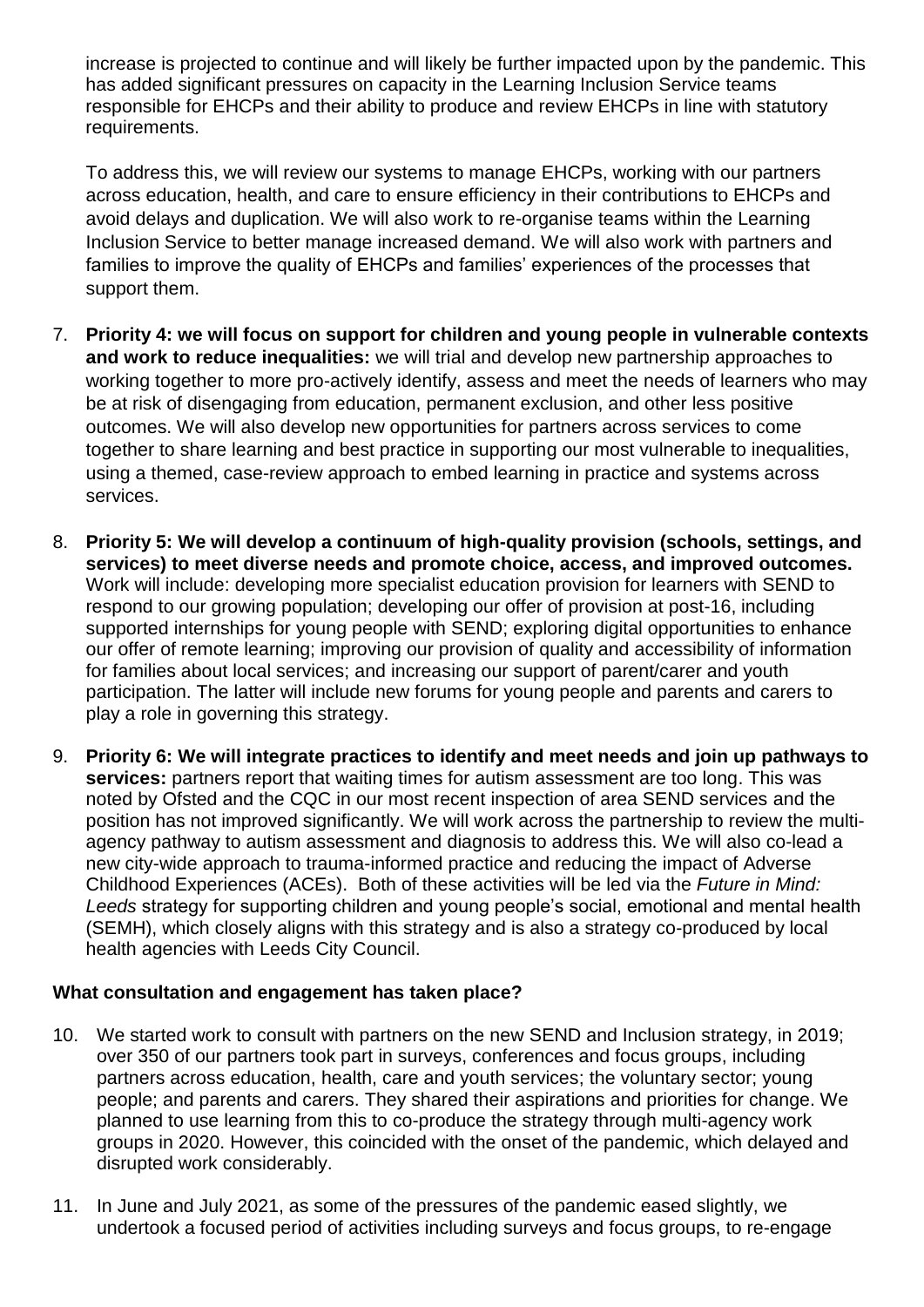increase is projected to continue and will likely be further impacted upon by the pandemic. This has added significant pressures on capacity in the Learning Inclusion Service teams responsible for EHCPs and their ability to produce and review EHCPs in line with statutory requirements.

To address this, we will review our systems to manage EHCPs, working with our partners across education, health, and care to ensure efficiency in their contributions to EHCPs and avoid delays and duplication. We will also work to re-organise teams within the Learning Inclusion Service to better manage increased demand. We will also work with partners and families to improve the quality of EHCPs and families' experiences of the processes that support them.

7. **Priority 4: we will focus on support for children and young people in vulnerable contexts and work to reduce inequalities:** we will trial and develop new partnership approaches to working together to more pro-actively identify, assess and meet the needs of learners who may be at risk of disengaging from education, permanent exclusion, and other less positive outcomes. We will also develop new opportunities for partners across services to come together to share learning and best practice in supporting our most vulnerable to inequalities, using a themed, case-review approach to embed learning in practice and systems across services.

8. **Priority 5: We will develop a continuum of high-quality provision (schools, settings, and services) to meet diverse needs and promote choice, access, and improved outcomes.** Work will include: developing more specialist education provision for learners with SEND to respond to our growing population; developing our offer of provision at post-16, including supported internships for young people with SEND; exploring digital opportunities to enhance our offer of remote learning; improving our provision of quality and accessibility of information for families about local services; and increasing our support of parent/carer and youth participation. The latter will include new forums for young people and parents and carers to play a role in governing this strategy.

9. **Priority 6: We will integrate practices to identify and meet needs and join up pathways to services:** partners report that waiting times for autism assessment are too long. This was noted by Ofsted and the CQC in our most recent inspection of area SEND services and the position has not improved significantly. We will work across the partnership to review the multi-agency pathway to autism assessment and diagnosis to address this. We will also co-lead a new city-wide approach to trauma-informed practice and reducing the impact of Adverse Childhood Experiences (ACEs). Both of these activities will be led via the *Future in Mind: Leeds* strategy for supporting children and young people's social, emotional and mental health (SEMH), which closely aligns with this strategy and is also a strategy co-produced by local health agencies with Leeds City Council.

**What consultation and engagement has taken place?**

10. We started work to consult with partners on the new SEND and Inclusion strategy, in 2019; over 350 of our partners took part in surveys, conferences and focus groups, including partners across education, health, care and youth services; the voluntary sector; young people; and parents and carers. They shared their aspirations and priorities for change. We planned to use learning from this to co-produce the strategy through multi-agency work groups in 2020. However, this coincided with the onset of the pandemic, which delayed and disrupted work considerably.

11. In June and July 2021, as some of the pressures of the pandemic eased slightly, we undertook a focused period of activities including surveys and focus groups, to re-engage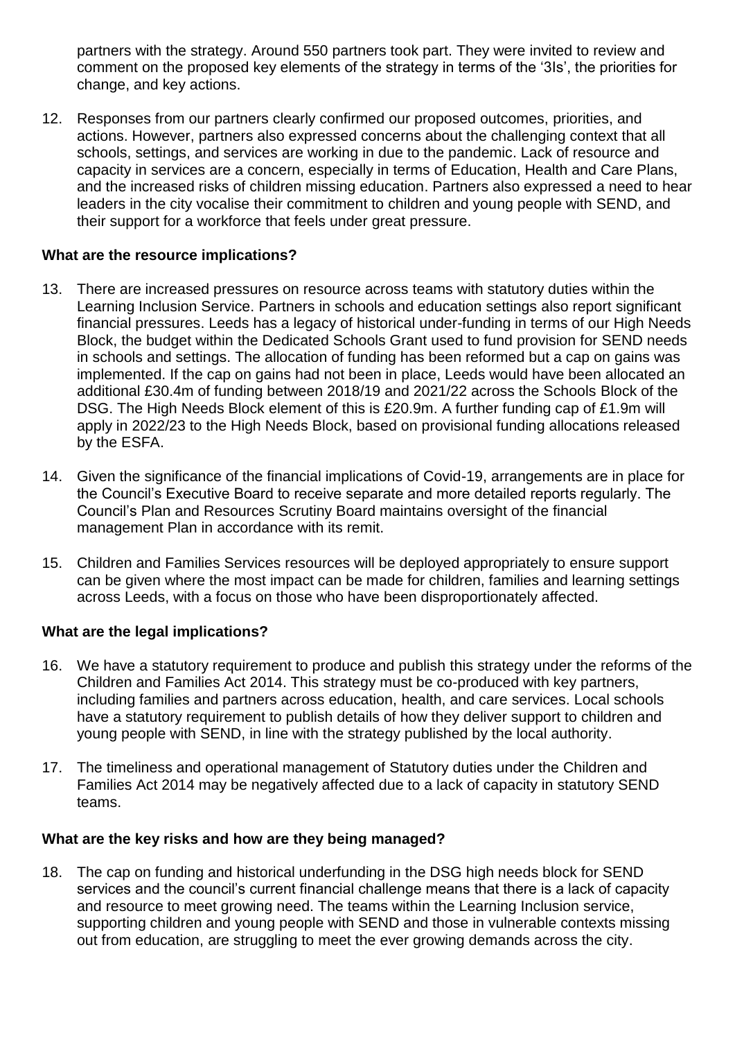partners with the strategy. Around 550 partners took part. They were invited to review and comment on the proposed key elements of the strategy in terms of the '3Is', the priorities for change, and key actions.

12. Responses from our partners clearly confirmed our proposed outcomes, priorities, and actions. However, partners also expressed concerns about the challenging context that all schools, settings, and services are working in due to the pandemic. Lack of resource and capacity in services are a concern, especially in terms of Education, Health and Care Plans, and the increased risks of children missing education. Partners also expressed a need to hear leaders in the city vocalise their commitment to children and young people with SEND, and their support for a workforce that feels under great pressure.

**What are the resource implications?**

13. There are increased pressures on resource across teams with statutory duties within the Learning Inclusion Service. Partners in schools and education settings also report significant financial pressures. Leeds has a legacy of historical under-funding in terms of our High Needs Block, the budget within the Dedicated Schools Grant used to fund provision for SEND needs in schools and settings. The allocation of funding has been reformed but a cap on gains was implemented. If the cap on gains had not been in place, Leeds would have been allocated an additional £30.4m of funding between 2018/19 and 2021/22 across the Schools Block of the DSG. The High Needs Block element of this is £20.9m. A further funding cap of £1.9m will apply in 2022/23 to the High Needs Block, based on provisional funding allocations released by the ESFA.

14. Given the significance of the financial implications of Covid-19, arrangements are in place for the Council's Executive Board to receive separate and more detailed reports regularly. The Council's Plan and Resources Scrutiny Board maintains oversight of the financial management Plan in accordance with its remit.

15. Children and Families Services resources will be deployed appropriately to ensure support can be given where the most impact can be made for children, families and learning settings across Leeds, with a focus on those who have been disproportionately affected.

**What are the legal implications?**

16. We have a statutory requirement to produce and publish this strategy under the reforms of the Children and Families Act 2014. This strategy must be co-produced with key partners, including families and partners across education, health, and care services. Local schools have a statutory requirement to publish details of how they deliver support to children and young people with SEND, in line with the strategy published by the local authority.

17. The timeliness and operational management of Statutory duties under the Children and Families Act 2014 may be negatively affected due to a lack of capacity in statutory SEND teams.

**What are the key risks and how are they being managed?**

18. The cap on funding and historical underfunding in the DSG high needs block for SEND services and the council's current financial challenge means that there is a lack of capacity and resource to meet growing need. The teams within the Learning Inclusion service, supporting children and young people with SEND and those in vulnerable contexts missing out from education, are struggling to meet the ever growing demands across the city.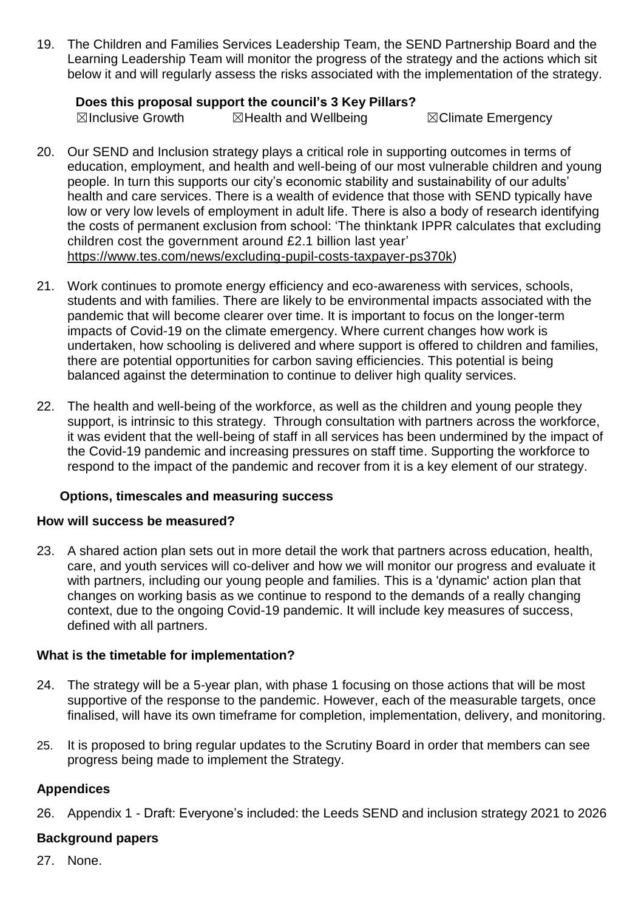19. The Children and Families Services Leadership Team, the SEND Partnership Board and the Learning Leadership Team will monitor the progress of the strategy and the actions which sit below it and will regularly assess the risks associated with the implementation of the strategy.

**Does this proposal support the council's 3 Key Pillars?**

☒Inclusive Growth ☒Health and Wellbeing ☒Climate Emergency

20. Our SEND and Inclusion strategy plays a critical role in supporting outcomes in terms of education, employment, and health and well-being of our most vulnerable children and young people. In turn this supports our city's economic stability and sustainability of our adults' health and care services. There is a wealth of evidence that those with SEND typically have low or very low levels of employment in adult life. There is also a body of research identifying the costs of permanent exclusion from school: 'The thinktank IPPR calculates that excluding children cost the government around £2.1 billion last year' https://www.tes.com/news/excluding-pupil-costs-taxpayer-ps370k)

21. Work continues to promote energy efficiency and eco-awareness with services, schools, students and with families. There are likely to be environmental impacts associated with the pandemic that will become clearer over time. It is important to focus on the longer-term impacts of Covid-19 on the climate emergency. Where current changes how work is undertaken, how schooling is delivered and where support is offered to children and families, there are potential opportunities for carbon saving efficiencies. This potential is being balanced against the determination to continue to deliver high quality services.

22. The health and well-being of the workforce, as well as the children and young people they support, is intrinsic to this strategy. Through consultation with partners across the workforce, it was evident that the well-being of staff in all services has been undermined by the impact of the Covid-19 pandemic and increasing pressures on staff time. Supporting the workforce to respond to the impact of the pandemic and recover from it is a key element of our strategy.

**Options, timescales and measuring success**

**How will success be measured?**

23. A shared action plan sets out in more detail the work that partners across education, health, care, and youth services will co-deliver and how we will monitor our progress and evaluate it with partners, including our young people and families. This is a 'dynamic' action plan that changes on working basis as we continue to respond to the demands of a really changing context, due to the ongoing Covid-19 pandemic. It will include key measures of success, defined with all partners.

**What is the timetable for implementation?**

24. The strategy will be a 5-year plan, with phase 1 focusing on those actions that will be most supportive of the response to the pandemic. However, each of the measurable targets, once finalised, will have its own timeframe for completion, implementation, delivery, and monitoring.

25. It is proposed to bring regular updates to the Scrutiny Board in order that members can see progress being made to implement the Strategy.

**Appendices**

26. Appendix 1 - Draft: Everyone's included: the Leeds SEND and inclusion strategy 2021 to 2026

**Background papers**

27. None.